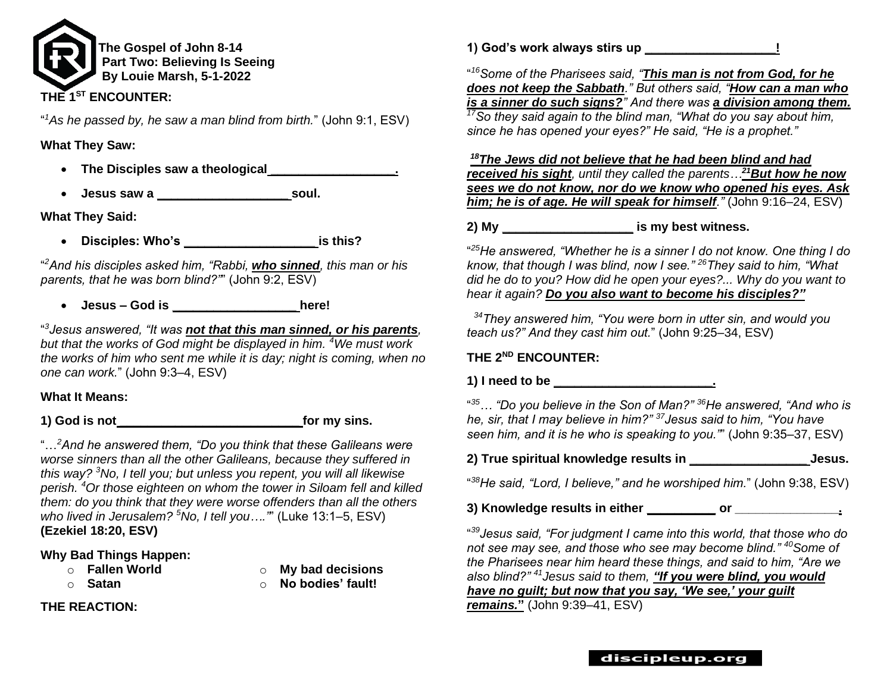**The Gospel of John 8-14**
**Part Two: Believing Is Seeing**
**By Louie Marsh, 5-1-2022**

## THE 1ST ENCOUNTER:

"*[1]As he passed by, he saw a man blind from birth.*" (John 9:1, ESV)

**What They Saw:**

- **The Disciples saw a theological___________________.**
- **Jesus saw a ___________________soul.**

**What They Said:**

- **Disciples: Who's ___________________is this?**

"*[2]And his disciples asked him, "Rabbi, **who sinned**, this man or his parents, that he was born blind?"*" (John 9:2, ESV)

- **Jesus – God is __________________here!**

"*[3]Jesus answered, "It was **not that this man sinned, or his parents**, but that the works of God might be displayed in him. [4]We must work the works of him who sent me while it is day; night is coming, when no one can work.*" (John 9:3–4, ESV)

**What It Means:**

**1) God is not___________________________for my sins.**

"…*[2]And he answered them, "Do you think that these Galileans were worse sinners than all the other Galileans, because they suffered in this way? [3]No, I tell you; but unless you repent, you will all likewise perish. [4]Or those eighteen on whom the tower in Siloam fell and killed them: do you think that they were worse offenders than all the others who lived in Jerusalem? [5]No, I tell you…."*" (Luke 13:1–5, ESV) **(Ezekiel 18:20, ESV)**

**Why Bad Things Happen:**

- **Fallen World**
- **Satan**
- **My bad decisions**
- **No bodies' fault!**

## THE REACTION:

**1) God's work always stirs up ___________________!**

"*[16]Some of the Pharisees said, "**This man is not from God, for he does not keep the Sabbath**." But others said, "**How can a man who is a sinner do such signs?**" And there was **a division among them.** [17]So they said again to the blind man, "What do you say about him, since he has opened your eyes?" He said, "He is a prophet."*

***[18]The Jews did not believe that he had been blind and had received his sight**, until they called the parents…**[21]But how he now sees we do not know, nor do we know who opened his eyes. Ask him; he is of age. He will speak for himself**."* (John 9:16–24, ESV)

**2) My ___________________ is my best witness.**

"*[25]He answered, "Whether he is a sinner I do not know. One thing I do know, that though I was blind, now I see." [26]They said to him, "What did he do to you? How did he open your eyes?... Why do you want to hear it again? **Do you also want to become his disciples?"***

*[34]They answered him, "You were born in utter sin, and would you teach us?" And they cast him out.*" (John 9:25–34, ESV)

## THE 2ND ENCOUNTER:

**1) I need to be _______________________.**

"*[35]… "Do you believe in the Son of Man?" [36]He answered, "And who is he, sir, that I may believe in him?" [37]Jesus said to him, "You have seen him, and it is he who is speaking to you."*" (John 9:35–37, ESV)

**2) True spiritual knowledge results in _________________Jesus.**

"*[38]He said, "Lord, I believe," and he worshiped him.*" (John 9:38, ESV)

**3) Knowledge results in either __________ or ______________.**

"*[39]Jesus said, "For judgment I came into this world, that those who do not see may see, and those who see may become blind." [40]Some of the Pharisees near him heard these things, and said to him, "Are we also blind?" [41]Jesus said to them, **"If you were blind, you would have no guilt; but now that you say, 'We see,' your guilt remains.**"*" (John 9:39–41, ESV)

discipleup.org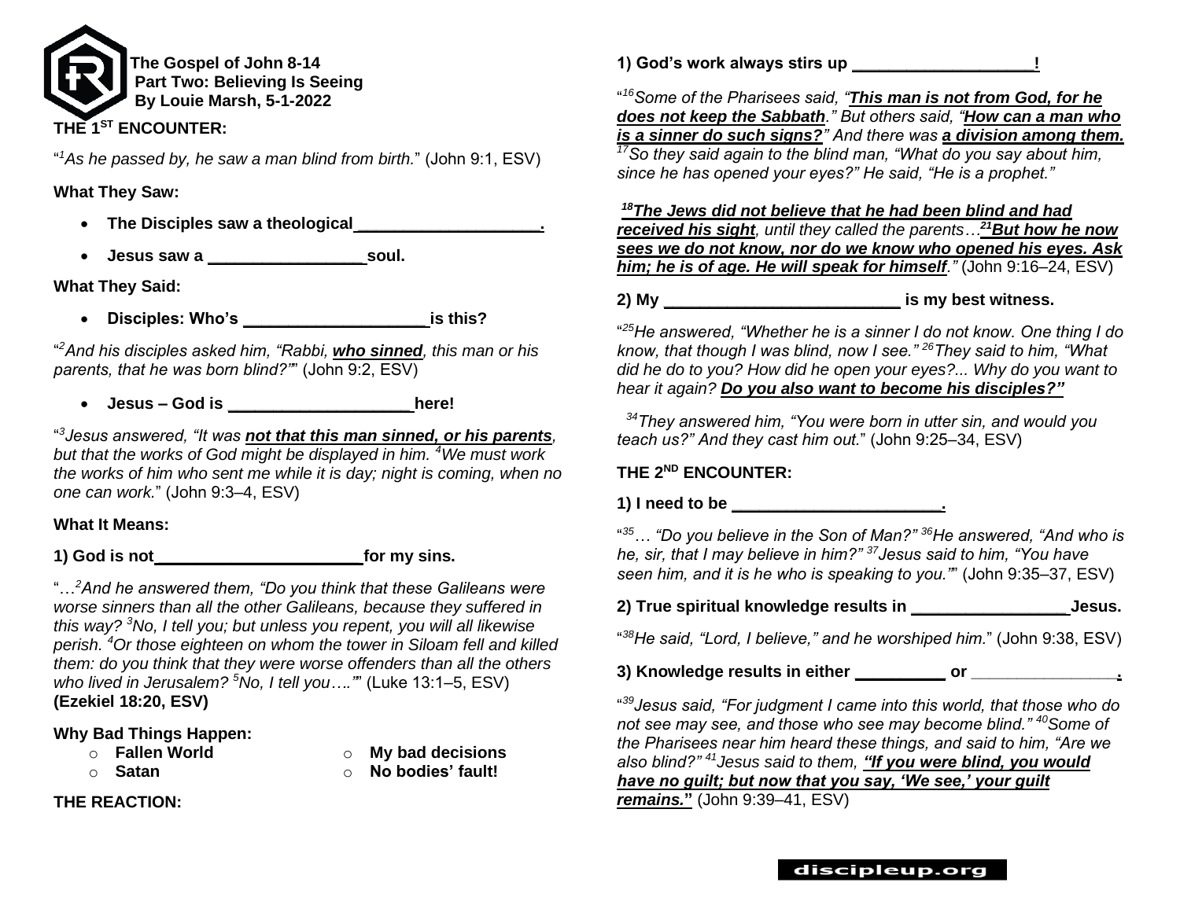**The Gospel of John 8-14**
**Part Two: Believing Is Seeing**
**By Louie Marsh, 5-1-2022**

**THE 1ST ENCOUNTER:**

"*[1]As he passed by, he saw a man blind from birth.*" (John 9:1, ESV)

**What They Saw:**

- **The Disciples saw a theological ____________________.**
- **Jesus saw a _________________ soul.**

**What They Said:**

- **Disciples: Who's ____________________ is this?**

"*[2]And his disciples asked him, "Rabbi, **who sinned**, this man or his parents, that he was born blind?"*" (John 9:2, ESV)

- **Jesus – God is ____________________ here!**

"*[3]Jesus answered, "It was **not that this man sinned, or his parents**, but that the works of God might be displayed in him. [4]We must work the works of him who sent me while it is day; night is coming, when no one can work.*" (John 9:3–4, ESV)

**What It Means:**

**1) God is not _______________________ for my sins.**

"…*[2]And he answered them, "Do you think that these Galileans were worse sinners than all the other Galileans, because they suffered in this way? [3]No, I tell you; but unless you repent, you will all likewise perish. [4]Or those eighteen on whom the tower in Siloam fell and killed them: do you think that they were worse offenders than all the others who lived in Jerusalem? [5]No, I tell you…."*" (Luke 13:1–5, ESV) **(Ezekiel 18:20, ESV)**

**Why Bad Things Happen:**

- **Fallen World**
- **Satan**
- **My bad decisions**
- **No bodies' fault!**

**THE REACTION:**

**1) God's work always stirs up ____________________!**

"*[16]Some of the Pharisees said, "**This man is not from God, for he does not keep the Sabbath**." But others said, "**How can a man who is a sinner do such signs?**" And there was **a division among them.** [17]So they said again to the blind man, "What do you say about him, since he has opened your eyes?" He said, "He is a prophet."*

***[18]The Jews did not believe that he had been blind and had received his sight**, until they called the parents…**[21]But how he now sees we do not know, nor do we know who opened his eyes. Ask him; he is of age. He will speak for himself**."* (John 9:16–24, ESV)

**2) My __________________________ is my best witness.**

"*[25]He answered, "Whether he is a sinner I do not know. One thing I do know, that though I was blind, now I see." [26]They said to him, "What did he do to you? How did he open your eyes?... Why do you want to hear it again? **Do you also want to become his disciples?"***

*[34]They answered him, "You were born in utter sin, and would you teach us?" And they cast him out.*" (John 9:25–34, ESV)

**THE 2ND ENCOUNTER:**

**1) I need to be _______________________.**

"*[35]… "Do you believe in the Son of Man?" [36]He answered, "And who is he, sir, that I may believe in him?" [37]Jesus said to him, "You have seen him, and it is he who is speaking to you."*" (John 9:35–37, ESV)

**2) True spiritual knowledge results in _________________ Jesus.**

"*[38]He said, "Lord, I believe," and he worshiped him.*" (John 9:38, ESV)

**3) Knowledge results in either __________ or _______________.**

"*[39]Jesus said, "For judgment I came into this world, that those who do not see may see, and those who see may become blind." [40]Some of the Pharisees near him heard these things, and said to him, "Are we also blind?" [41]Jesus said to them, **"If you were blind, you would have no guilt; but now that you say, 'We see,' your guilt remains.**"* (John 9:39–41, ESV)

discipleup.org